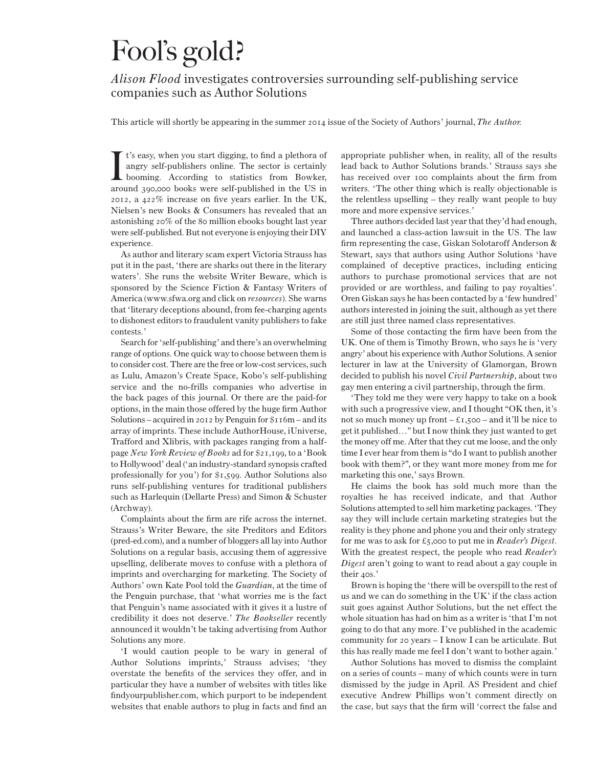# Fool's gold?

*Alison Flood* investigates controversies surrounding self-publishing service companies such as Author Solutions

This article will shortly be appearing in the summer 2014 issue of the Society of Authors' journal, *The Author.*

It's easy, when you start digging, to find a plethora of angry self-publishers online. The sector is certainly booming. According to statistics from Bowker, around 390,000 books were self-published in the US in 2012, a 422% increase on five years earlier. In the UK, Nielsen's new Books & Consumers has revealed that an astonishing 20% of the 80 million ebooks bought last year were self-published. But not everyone is enjoying their DIY experience.

As author and literary scam expert Victoria Strauss has put it in the past, 'there are sharks out there in the literary waters'. She runs the website Writer Beware, which is sponsored by the Science Fiction & Fantasy Writers of America (www.sfwa.org and click on *resources*). She warns that 'literary deceptions abound, from fee-charging agents to dishonest editors to fraudulent vanity publishers to fake contests.'

Search for 'self-publishing' and there's an overwhelming range of options. One quick way to choose between them is to consider cost. There are the free or low-cost services, such as Lulu, Amazon's Create Space, Kobo's self-publishing service and the no-frills companies who advertise in the back pages of this journal. Or there are the paid-for options, in the main those offered by the huge firm Author Solutions – acquired in 2012 by Penguin for $116m – and its array of imprints. These include AuthorHouse, iUniverse, Trafford and Xlibris, with packages ranging from a half-page *New York Review of Books* ad for $21,199, to a 'Book to Hollywood' deal ('an industry-standard synopsis crafted professionally for you') for $1,599. Author Solutions also runs self-publishing ventures for traditional publishers such as Harlequin (Dellarte Press) and Simon & Schuster (Archway).

Complaints about the firm are rife across the internet. Strauss's Writer Beware, the site Preditors and Editors (pred-ed.com), and a number of bloggers all lay into Author Solutions on a regular basis, accusing them of aggressive upselling, deliberate moves to confuse with a plethora of imprints and overcharging for marketing. The Society of Authors' own Kate Pool told the *Guardian*, at the time of the Penguin purchase, that 'what worries me is the fact that Penguin's name associated with it gives it a lustre of credibility it does not deserve.' *The Bookseller* recently announced it wouldn't be taking advertising from Author Solutions any more.

'I would caution people to be wary in general of Author Solutions imprints,' Strauss advises; 'they overstate the benefits of the services they offer, and in particular they have a number of websites with titles like findyourpublisher.com, which purport to be independent websites that enable authors to plug in facts and find an appropriate publisher when, in reality, all of the results lead back to Author Solutions brands.' Strauss says she has received over 100 complaints about the firm from writers. 'The other thing which is really objectionable is the relentless upselling – they really want people to buy more and more expensive services.'

Three authors decided last year that they'd had enough, and launched a class-action lawsuit in the US. The law firm representing the case, Giskan Solotaroff Anderson & Stewart, says that authors using Author Solutions 'have complained of deceptive practices, including enticing authors to purchase promotional services that are not provided or are worthless, and failing to pay royalties'. Oren Giskan says he has been contacted by a 'few hundred' authors interested in joining the suit, although as yet there are still just three named class representatives.

Some of those contacting the firm have been from the UK. One of them is Timothy Brown, who says he is 'very angry' about his experience with Author Solutions. A senior lecturer in law at the University of Glamorgan, Brown decided to publish his novel *Civil Partnership*, about two gay men entering a civil partnership, through the firm.

'They told me they were very happy to take on a book with such a progressive view, and I thought "OK then, it's not so much money up front – £1,500 – and it'll be nice to get it published…" but I now think they just wanted to get the money off me. After that they cut me loose, and the only time I ever hear from them is "do I want to publish another book with them?", or they want more money from me for marketing this one,' says Brown.

He claims the book has sold much more than the royalties he has received indicate, and that Author Solutions attempted to sell him marketing packages. 'They say they will include certain marketing strategies but the reality is they phone and phone you and their only strategy for me was to ask for £5,000 to put me in *Reader's Digest*. With the greatest respect, the people who read *Reader's Digest* aren't going to want to read about a gay couple in their 40s.'

Brown is hoping the 'there will be overspill to the rest of us and we can do something in the UK' if the class action suit goes against Author Solutions, but the net effect the whole situation has had on him as a writer is 'that I'm not going to do that any more. I've published in the academic community for 20 years – I know I can be articulate. But this has really made me feel I don't want to bother again.'

Author Solutions has moved to dismiss the complaint on a series of counts – many of which counts were in turn dismissed by the judge in April. AS President and chief executive Andrew Phillips won't comment directly on the case, but says that the firm will 'correct the false and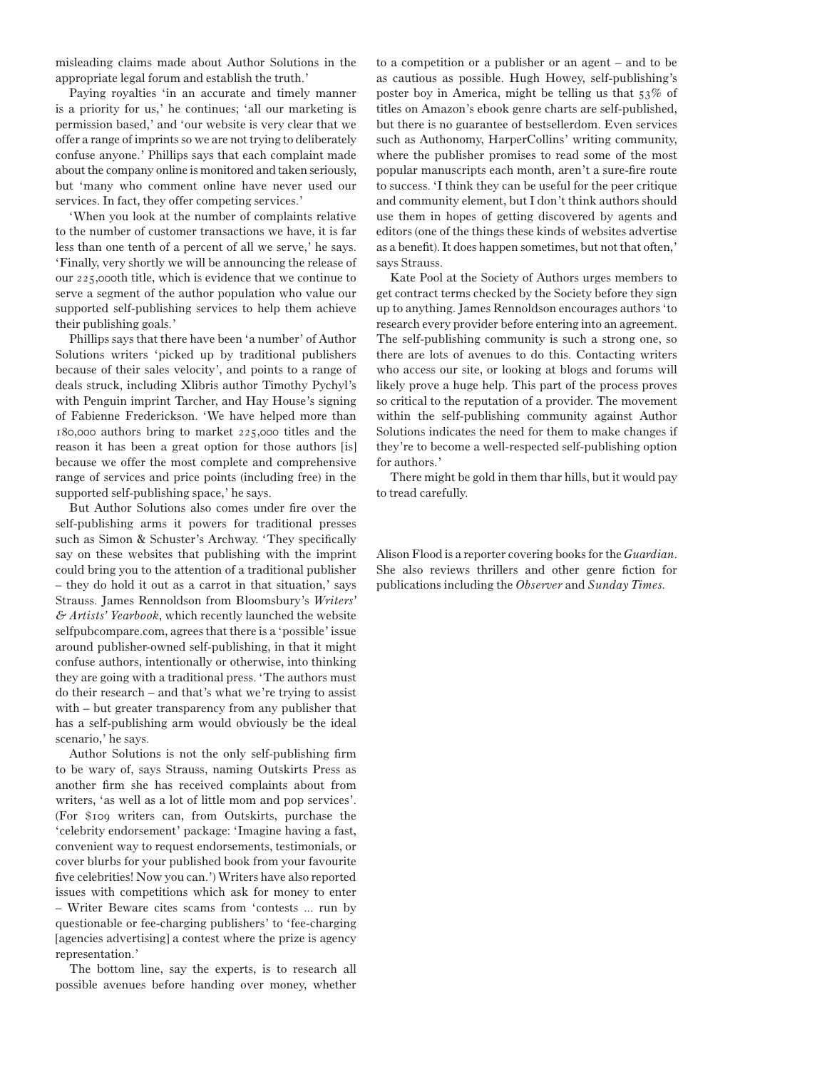misleading claims made about Author Solutions in the appropriate legal forum and establish the truth.'

Paying royalties 'in an accurate and timely manner is a priority for us,' he continues; 'all our marketing is permission based,' and 'our website is very clear that we offer a range of imprints so we are not trying to deliberately confuse anyone.' Phillips says that each complaint made about the company online is monitored and taken seriously, but 'many who comment online have never used our services. In fact, they offer competing services.'

'When you look at the number of complaints relative to the number of customer transactions we have, it is far less than one tenth of a percent of all we serve,' he says. 'Finally, very shortly we will be announcing the release of our 225,000th title, which is evidence that we continue to serve a segment of the author population who value our supported self-publishing services to help them achieve their publishing goals.'

Phillips says that there have been 'a number' of Author Solutions writers 'picked up by traditional publishers because of their sales velocity', and points to a range of deals struck, including Xlibris author Timothy Pychyl's with Penguin imprint Tarcher, and Hay House's signing of Fabienne Frederickson. 'We have helped more than 180,000 authors bring to market 225,000 titles and the reason it has been a great option for those authors [is] because we offer the most complete and comprehensive range of services and price points (including free) in the supported self-publishing space,' he says.

But Author Solutions also comes under fire over the self-publishing arms it powers for traditional presses such as Simon & Schuster's Archway. 'They specifically say on these websites that publishing with the imprint could bring you to the attention of a traditional publisher – they do hold it out as a carrot in that situation,' says Strauss. James Rennoldson from Bloomsbury's *Writers' & Artists' Yearbook*, which recently launched the website selfpubcompare.com, agrees that there is a 'possible' issue around publisher-owned self-publishing, in that it might confuse authors, intentionally or otherwise, into thinking they are going with a traditional press. 'The authors must do their research – and that's what we're trying to assist with – but greater transparency from any publisher that has a self-publishing arm would obviously be the ideal scenario,' he says.

Author Solutions is not the only self-publishing firm to be wary of, says Strauss, naming Outskirts Press as another firm she has received complaints about from writers, 'as well as a lot of little mom and pop services'. (For $109 writers can, from Outskirts, purchase the 'celebrity endorsement' package: 'Imagine having a fast, convenient way to request endorsements, testimonials, or cover blurbs for your published book from your favourite five celebrities! Now you can.') Writers have also reported issues with competitions which ask for money to enter – Writer Beware cites scams from 'contests … run by questionable or fee-charging publishers' to 'fee-charging [agencies advertising] a contest where the prize is agency representation.'

The bottom line, say the experts, is to research all possible avenues before handing over money, whether to a competition or a publisher or an agent – and to be as cautious as possible. Hugh Howey, self-publishing's poster boy in America, might be telling us that 53% of titles on Amazon's ebook genre charts are self-published, but there is no guarantee of bestsellerdom. Even services such as Authonomy, HarperCollins' writing community, where the publisher promises to read some of the most popular manuscripts each month, aren't a sure-fire route to success. 'I think they can be useful for the peer critique and community element, but I don't think authors should use them in hopes of getting discovered by agents and editors (one of the things these kinds of websites advertise as a benefit). It does happen sometimes, but not that often,' says Strauss.

Kate Pool at the Society of Authors urges members to get contract terms checked by the Society before they sign up to anything. James Rennoldson encourages authors 'to research every provider before entering into an agreement. The self-publishing community is such a strong one, so there are lots of avenues to do this. Contacting writers who access our site, or looking at blogs and forums will likely prove a huge help. This part of the process proves so critical to the reputation of a provider. The movement within the self-publishing community against Author Solutions indicates the need for them to make changes if they're to become a well-respected self-publishing option for authors.'

There might be gold in them thar hills, but it would pay to tread carefully.

Alison Flood is a reporter covering books for the *Guardian*. She also reviews thrillers and other genre fiction for publications including the *Observer* and *Sunday Times*.